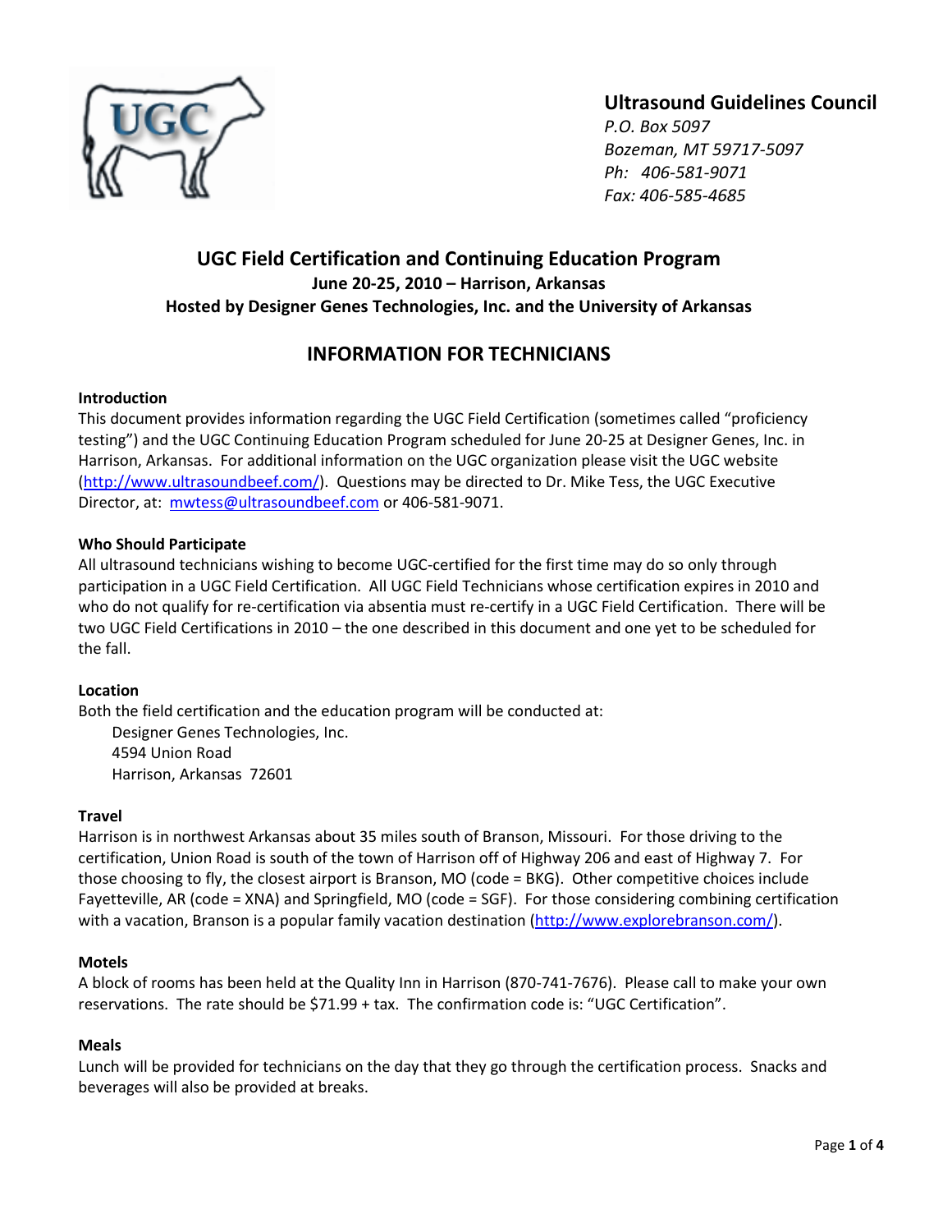**Ultrasound Guidelines Council**
*P.O. Box 5097*
*Bozeman, MT 59717-5097*
*Ph: 406-581-9071*
*Fax: 406-585-4685*

# UGC Field Certification and Continuing Education Program

**June 20-25, 2010 – Harrison, Arkansas**

**Hosted by Designer Genes Technologies, Inc. and the University of Arkansas**

## INFORMATION FOR TECHNICIANS

### Introduction

This document provides information regarding the UGC Field Certification (sometimes called "proficiency testing") and the UGC Continuing Education Program scheduled for June 20-25 at Designer Genes, Inc. in Harrison, Arkansas. For additional information on the UGC organization please visit the UGC website (http://www.ultrasoundbeef.com/). Questions may be directed to Dr. Mike Tess, the UGC Executive Director, at: mwtess@ultrasoundbeef.com or 406-581-9071.

### Who Should Participate

All ultrasound technicians wishing to become UGC-certified for the first time may do so only through participation in a UGC Field Certification. All UGC Field Technicians whose certification expires in 2010 and who do not qualify for re-certification via absentia must re-certify in a UGC Field Certification. There will be two UGC Field Certifications in 2010 – the one described in this document and one yet to be scheduled for the fall.

### Location

Both the field certification and the education program will be conducted at:

Designer Genes Technologies, Inc.
4594 Union Road
Harrison, Arkansas 72601

### Travel

Harrison is in northwest Arkansas about 35 miles south of Branson, Missouri. For those driving to the certification, Union Road is south of the town of Harrison off of Highway 206 and east of Highway 7. For those choosing to fly, the closest airport is Branson, MO (code = BKG). Other competitive choices include Fayetteville, AR (code = XNA) and Springfield, MO (code = SGF). For those considering combining certification with a vacation, Branson is a popular family vacation destination (http://www.explorebranson.com/).

### Motels

A block of rooms has been held at the Quality Inn in Harrison (870-741-7676). Please call to make your own reservations. The rate should be $71.99 + tax. The confirmation code is: "UGC Certification".

### Meals

Lunch will be provided for technicians on the day that they go through the certification process. Snacks and beverages will also be provided at breaks.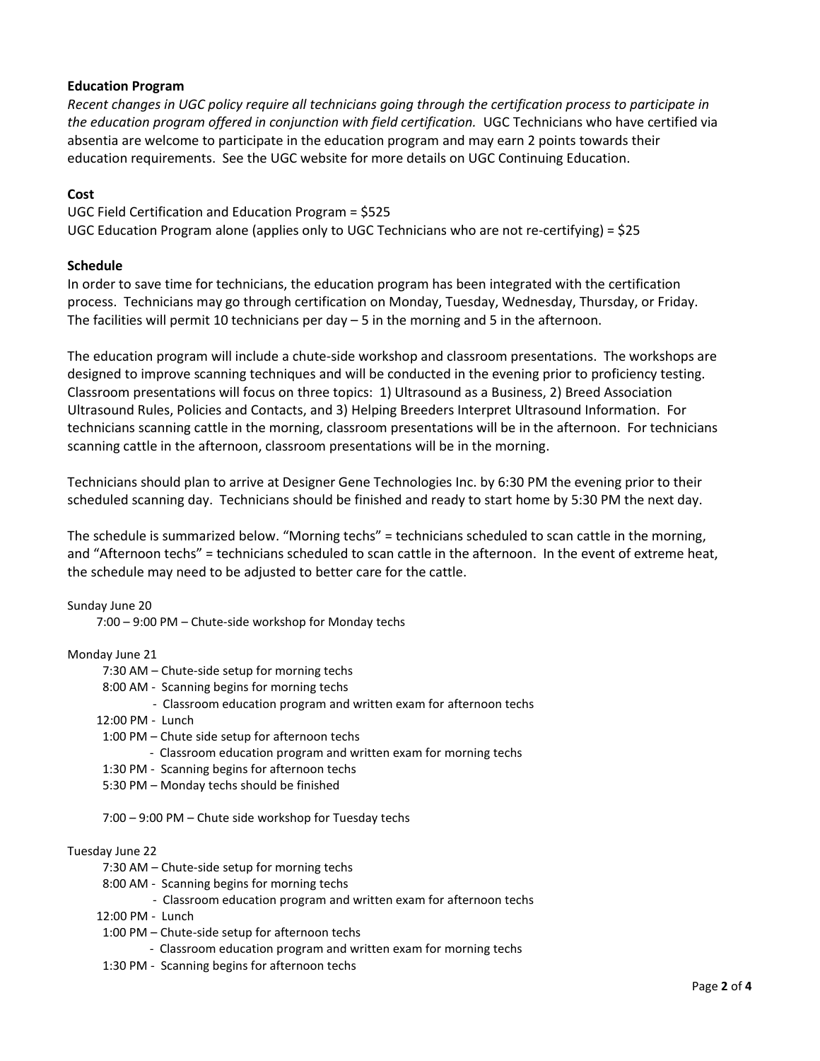**Education Program**

*Recent changes in UGC policy require all technicians going through the certification process to participate in the education program offered in conjunction with field certification.* UGC Technicians who have certified via absentia are welcome to participate in the education program and may earn 2 points towards their education requirements. See the UGC website for more details on UGC Continuing Education.

**Cost**

UGC Field Certification and Education Program = $525
UGC Education Program alone (applies only to UGC Technicians who are not re-certifying) = $25

**Schedule**

In order to save time for technicians, the education program has been integrated with the certification process. Technicians may go through certification on Monday, Tuesday, Wednesday, Thursday, or Friday. The facilities will permit 10 technicians per day – 5 in the morning and 5 in the afternoon.

The education program will include a chute-side workshop and classroom presentations. The workshops are designed to improve scanning techniques and will be conducted in the evening prior to proficiency testing. Classroom presentations will focus on three topics: 1) Ultrasound as a Business, 2) Breed Association Ultrasound Rules, Policies and Contacts, and 3) Helping Breeders Interpret Ultrasound Information. For technicians scanning cattle in the morning, classroom presentations will be in the afternoon. For technicians scanning cattle in the afternoon, classroom presentations will be in the morning.

Technicians should plan to arrive at Designer Gene Technologies Inc. by 6:30 PM the evening prior to their scheduled scanning day. Technicians should be finished and ready to start home by 5:30 PM the next day.

The schedule is summarized below. "Morning techs" = technicians scheduled to scan cattle in the morning, and "Afternoon techs" = technicians scheduled to scan cattle in the afternoon. In the event of extreme heat, the schedule may need to be adjusted to better care for the cattle.

Sunday June 20

- 7:00 – 9:00 PM – Chute-side workshop for Monday techs

Monday June 21

- 7:30 AM – Chute-side setup for morning techs
- 8:00 AM - Scanning begins for morning techs
  - Classroom education program and written exam for afternoon techs
- 12:00 PM - Lunch
- 1:00 PM – Chute side setup for afternoon techs
  - Classroom education program and written exam for morning techs
- 1:30 PM - Scanning begins for afternoon techs
- 5:30 PM – Monday techs should be finished
- 7:00 – 9:00 PM – Chute side workshop for Tuesday techs

Tuesday June 22

- 7:30 AM – Chute-side setup for morning techs
- 8:00 AM - Scanning begins for morning techs
  - Classroom education program and written exam for afternoon techs
- 12:00 PM - Lunch
- 1:00 PM – Chute-side setup for afternoon techs
  - Classroom education program and written exam for morning techs
- 1:30 PM - Scanning begins for afternoon techs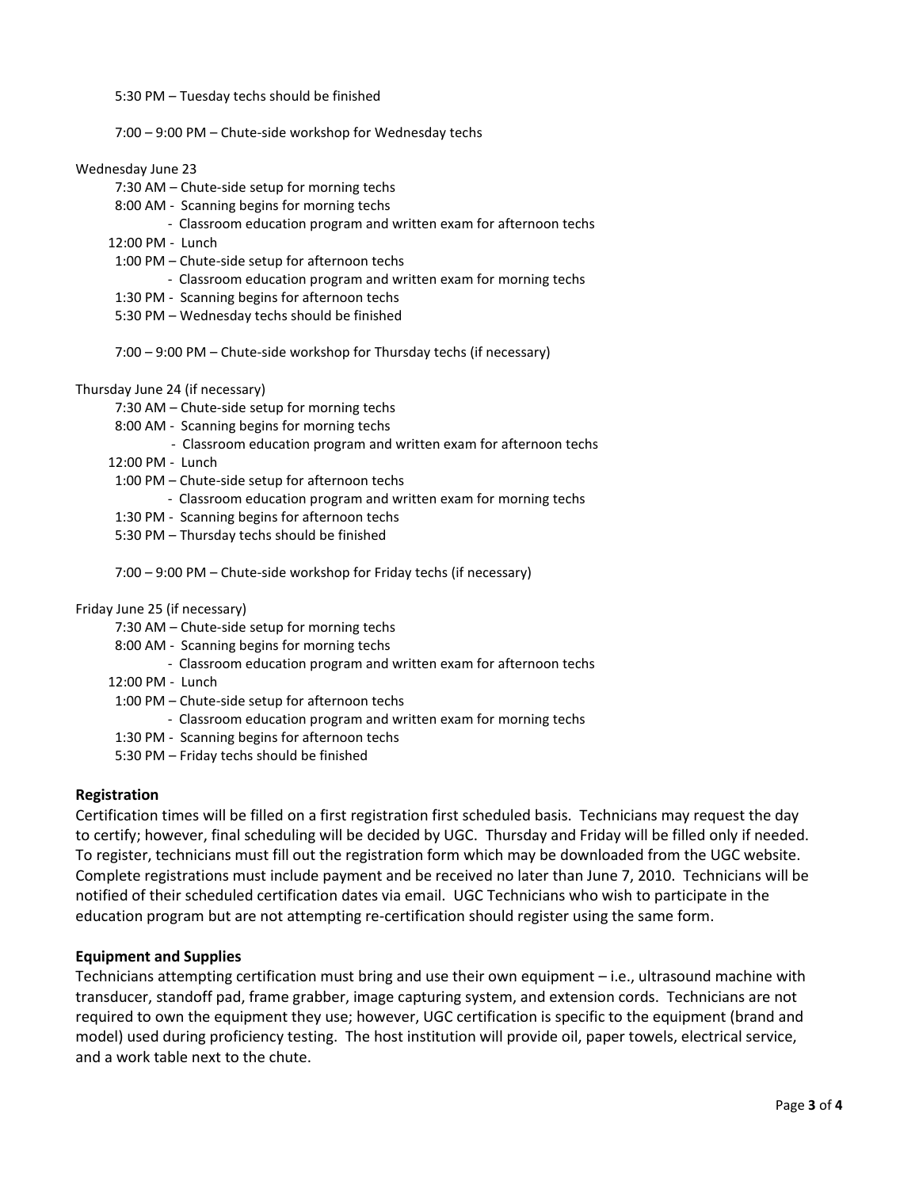5:30 PM – Tuesday techs should be finished

7:00 – 9:00 PM – Chute-side workshop for Wednesday techs

Wednesday June 23

- 7:30 AM – Chute-side setup for morning techs
- 8:00 AM - Scanning begins for morning techs
  - Classroom education program and written exam for afternoon techs
- 12:00 PM - Lunch
- 1:00 PM – Chute-side setup for afternoon techs
  - Classroom education program and written exam for morning techs
- 1:30 PM - Scanning begins for afternoon techs
- 5:30 PM – Wednesday techs should be finished

7:00 – 9:00 PM – Chute-side workshop for Thursday techs (if necessary)

Thursday June 24 (if necessary)

- 7:30 AM – Chute-side setup for morning techs
- 8:00 AM - Scanning begins for morning techs
  - Classroom education program and written exam for afternoon techs
- 12:00 PM - Lunch
- 1:00 PM – Chute-side setup for afternoon techs
  - Classroom education program and written exam for morning techs
- 1:30 PM - Scanning begins for afternoon techs
- 5:30 PM – Thursday techs should be finished

7:00 – 9:00 PM – Chute-side workshop for Friday techs (if necessary)

Friday June 25 (if necessary)

- 7:30 AM – Chute-side setup for morning techs
- 8:00 AM - Scanning begins for morning techs
  - Classroom education program and written exam for afternoon techs
- 12:00 PM - Lunch
- 1:00 PM – Chute-side setup for afternoon techs
  - Classroom education program and written exam for morning techs
- 1:30 PM - Scanning begins for afternoon techs
- 5:30 PM – Friday techs should be finished

**Registration**

Certification times will be filled on a first registration first scheduled basis. Technicians may request the day to certify; however, final scheduling will be decided by UGC. Thursday and Friday will be filled only if needed. To register, technicians must fill out the registration form which may be downloaded from the UGC website. Complete registrations must include payment and be received no later than June 7, 2010. Technicians will be notified of their scheduled certification dates via email. UGC Technicians who wish to participate in the education program but are not attempting re-certification should register using the same form.

**Equipment and Supplies**

Technicians attempting certification must bring and use their own equipment – i.e., ultrasound machine with transducer, standoff pad, frame grabber, image capturing system, and extension cords. Technicians are not required to own the equipment they use; however, UGC certification is specific to the equipment (brand and model) used during proficiency testing. The host institution will provide oil, paper towels, electrical service, and a work table next to the chute.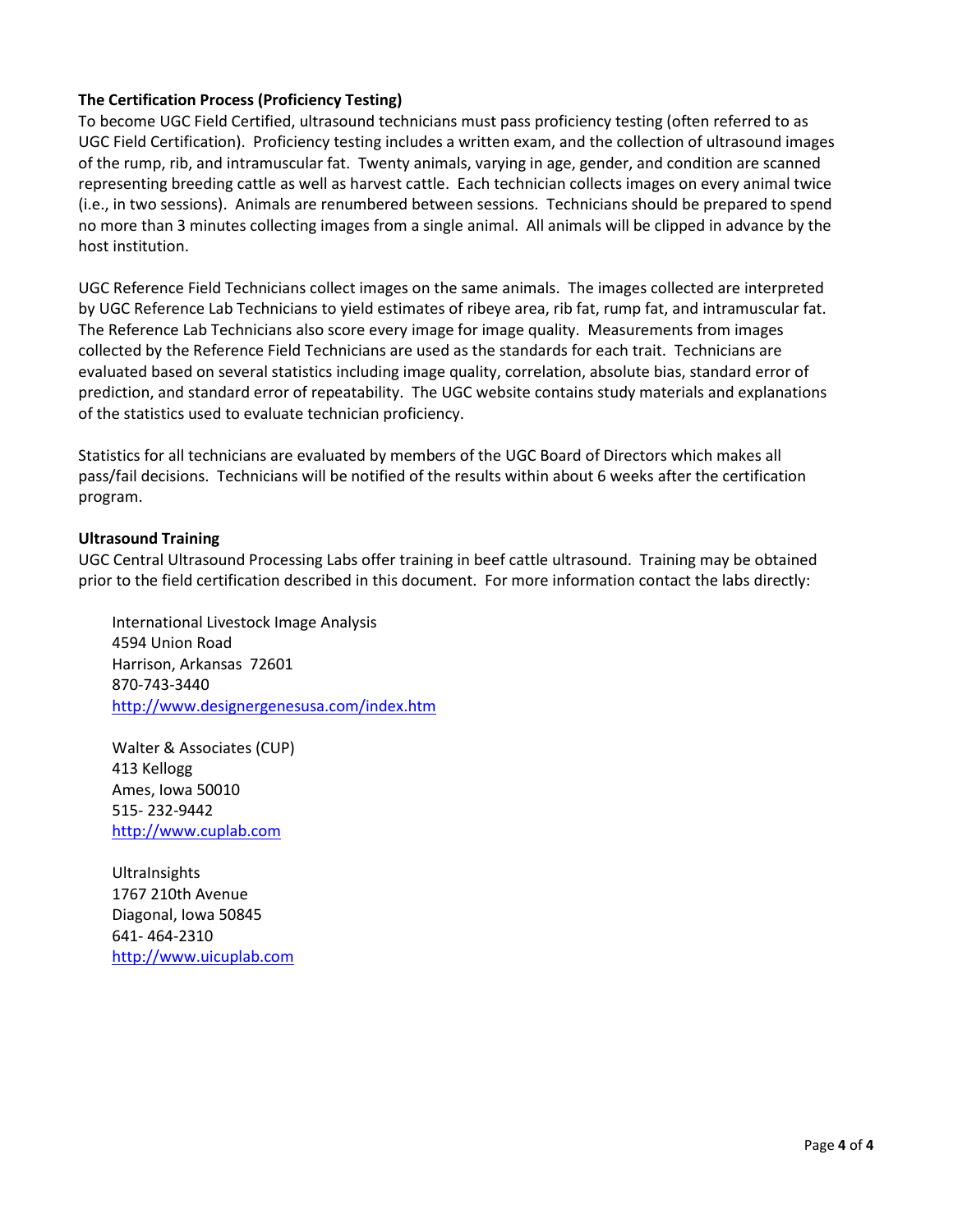**The Certification Process (Proficiency Testing)**

To become UGC Field Certified, ultrasound technicians must pass proficiency testing (often referred to as UGC Field Certification). Proficiency testing includes a written exam, and the collection of ultrasound images of the rump, rib, and intramuscular fat. Twenty animals, varying in age, gender, and condition are scanned representing breeding cattle as well as harvest cattle. Each technician collects images on every animal twice (i.e., in two sessions). Animals are renumbered between sessions. Technicians should be prepared to spend no more than 3 minutes collecting images from a single animal. All animals will be clipped in advance by the host institution.

UGC Reference Field Technicians collect images on the same animals. The images collected are interpreted by UGC Reference Lab Technicians to yield estimates of ribeye area, rib fat, rump fat, and intramuscular fat. The Reference Lab Technicians also score every image for image quality. Measurements from images collected by the Reference Field Technicians are used as the standards for each trait. Technicians are evaluated based on several statistics including image quality, correlation, absolute bias, standard error of prediction, and standard error of repeatability. The UGC website contains study materials and explanations of the statistics used to evaluate technician proficiency.

Statistics for all technicians are evaluated by members of the UGC Board of Directors which makes all pass/fail decisions. Technicians will be notified of the results within about 6 weeks after the certification program.

**Ultrasound Training**

UGC Central Ultrasound Processing Labs offer training in beef cattle ultrasound. Training may be obtained prior to the field certification described in this document. For more information contact the labs directly:

International Livestock Image Analysis
4594 Union Road
Harrison, Arkansas 72601
870-743-3440
http://www.designergenesusa.com/index.htm

Walter & Associates (CUP)
413 Kellogg
Ames, Iowa 50010
515- 232-9442
http://www.cuplab.com

UltraInsights
1767 210th Avenue
Diagonal, Iowa 50845
641- 464-2310
http://www.uicuplab.com